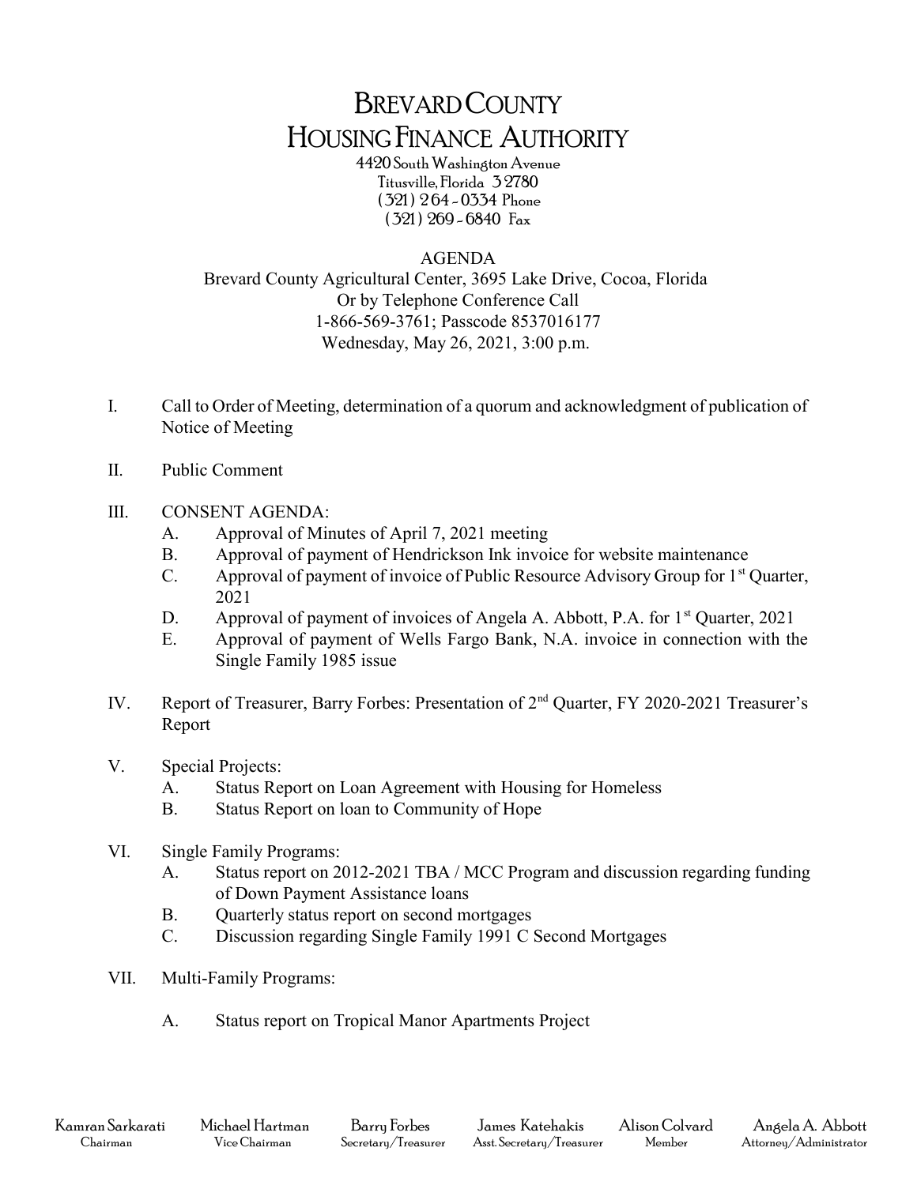# BREVARD COUNTY HOUSING FINANCE AUTHORITY

4420 South Washington Avenue
Titusville, Florida 32780
(321) 264-0334 Phone
(321) 269-6840 Fax

AGENDA
Brevard County Agricultural Center, 3695 Lake Drive, Cocoa, Florida
Or by Telephone Conference Call
1-866-569-3761; Passcode 8537016177
Wednesday, May 26, 2021, 3:00 p.m.

I. Call to Order of Meeting, determination of a quorum and acknowledgment of publication of Notice of Meeting

II. Public Comment

III. CONSENT AGENDA:
   A. Approval of Minutes of April 7, 2021 meeting
   B. Approval of payment of Hendrickson Ink invoice for website maintenance
   C. Approval of payment of invoice of Public Resource Advisory Group for 1st Quarter, 2021
   D. Approval of payment of invoices of Angela A. Abbott, P.A. for 1st Quarter, 2021
   E. Approval of payment of Wells Fargo Bank, N.A. invoice in connection with the Single Family 1985 issue

IV. Report of Treasurer, Barry Forbes: Presentation of 2nd Quarter, FY 2020-2021 Treasurer's Report

V. Special Projects:
   A. Status Report on Loan Agreement with Housing for Homeless
   B. Status Report on loan to Community of Hope

VI. Single Family Programs:
   A. Status report on 2012-2021 TBA / MCC Program and discussion regarding funding of Down Payment Assistance loans
   B. Quarterly status report on second mortgages
   C. Discussion regarding Single Family 1991 C Second Mortgages

VII. Multi-Family Programs:

   A. Status report on Tropical Manor Apartments Project

| Kamran Sarkarati | Michael Hartman | Barry Forbes | James Katehakis | Alison Colvard | Angela A. Abbott |
|---|---|---|---|---|---|
| Chairman | Vice Chairman | Secretary/Treasurer | Asst. Secretary/Treasurer | Member | Attorney/Administrator |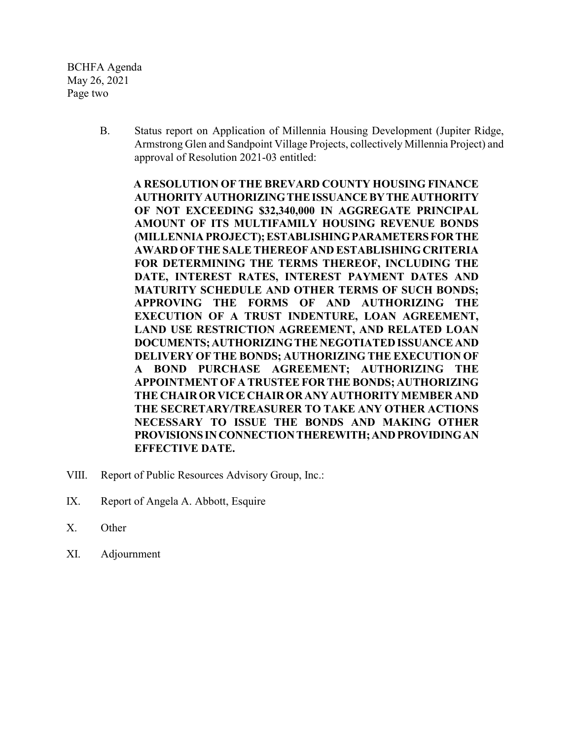B. Status report on Application of Millennia Housing Development (Jupiter Ridge, Armstrong Glen and Sandpoint Village Projects, collectively Millennia Project) and approval of Resolution 2021-03 entitled:

**A RESOLUTION OF THE BREVARD COUNTY HOUSING FINANCE AUTHORITY AUTHORIZING THE ISSUANCE BY THE AUTHORITY OF NOT EXCEEDING $32,340,000 IN AGGREGATE PRINCIPAL AMOUNT OF ITS MULTIFAMILY HOUSING REVENUE BONDS (MILLENNIA PROJECT); ESTABLISHING PARAMETERS FOR THE AWARD OF THE SALE THEREOF AND ESTABLISHING CRITERIA FOR DETERMINING THE TERMS THEREOF, INCLUDING THE DATE, INTEREST RATES, INTEREST PAYMENT DATES AND MATURITY SCHEDULE AND OTHER TERMS OF SUCH BONDS; APPROVING THE FORMS OF AND AUTHORIZING THE EXECUTION OF A TRUST INDENTURE, LOAN AGREEMENT, LAND USE RESTRICTION AGREEMENT, AND RELATED LOAN DOCUMENTS; AUTHORIZING THE NEGOTIATED ISSUANCE AND DELIVERY OF THE BONDS; AUTHORIZING THE EXECUTION OF A BOND PURCHASE AGREEMENT; AUTHORIZING THE APPOINTMENT OF A TRUSTEE FOR THE BONDS; AUTHORIZING THE CHAIR OR VICE CHAIR OR ANY AUTHORITY MEMBER AND THE SECRETARY/TREASURER TO TAKE ANY OTHER ACTIONS NECESSARY TO ISSUE THE BONDS AND MAKING OTHER PROVISIONS IN CONNECTION THEREWITH; AND PROVIDING AN EFFECTIVE DATE.**

VIII. Report of Public Resources Advisory Group, Inc.:

IX. Report of Angela A. Abbott, Esquire

X. Other

XI. Adjournment